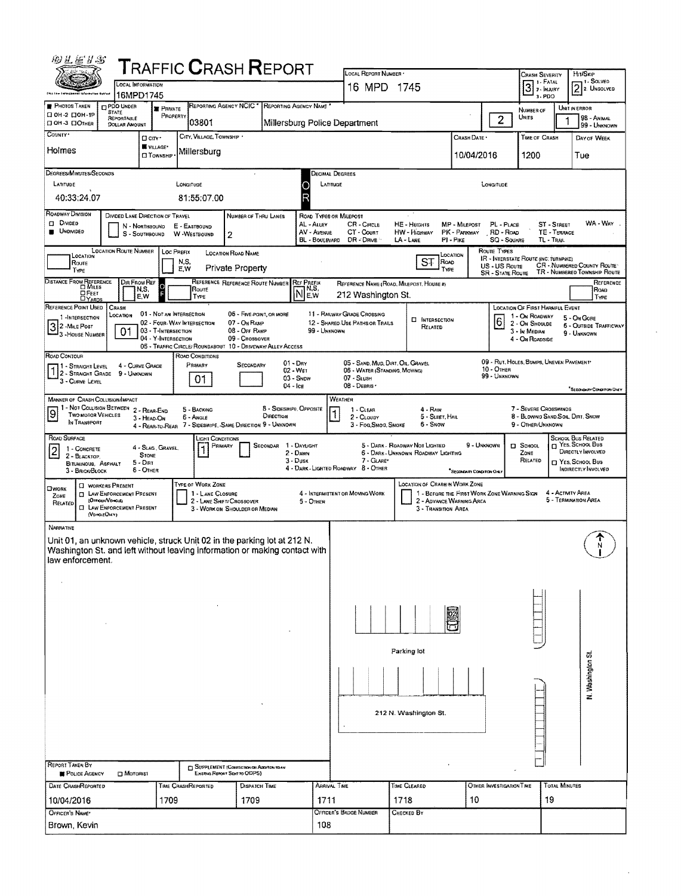# Traffic Crash Report

| Field | Value |
|---|---|
| Local Information | 16MPD1745 |
| Local Report Number | 16 MPD 1745 |
| Crash Severity | 3 (1 - Fatal, 2 - Injury, 3 - PDO) |
| Hit/Skip | 2 (1 - Solved, 2 - Unsolved) |
| Photos Taken | |
| PDO Under State Reportable Dollar Amount | |
| Private Property | ■ |
| Reporting Agency NCIC | 03801 |
| Reporting Agency Name | Millersburg Police Department |
| Number of Units | 2 |
| Unit in Error | 1 (98 - Animal, 99 - Unknown) |
| County | Holmes |
| City, Village, Township | Village: Millersburg |
| Crash Date | 10/04/2016 |
| Time of Crash | 1200 |
| Day of Week | Tue |

## Location

| Field | Value |
|---|---|
| Degrees/Minutes/Seconds Latitude | 40:33:24.07 |
| Longitude | 81:55:07.00 |
| Decimal Degrees Latitude | |
| Decimal Degrees Longitude | |
| Roadway Division | Undivided |
| Divided Lane Direction of Travel | |
| Number of Thru Lanes | 2 |
| Location Route Number | |
| Loc Prefix | |
| Location Road Name | Private Property |
| Location Road Type | ST |
| Distance From Reference | |
| Dir From Ref | |
| Reference Route | |
| Ref Prefix | N |
| Reference Name (Road, Milepost, House #) | 212 Washington St. |
| Reference Point Used | 3 - House Number |
| Crash Location | 01 - Not an Intersection |
| Intersection Related | ☐ |
| Location of First Harmful Event | 6 - Outside Trafficway |

## Conditions

| Field | Value |
|---|---|
| Road Contour | 1 - Straight Level |
| Road Conditions Primary | 01 - Dry |
| Road Conditions Secondary | |
| Manner of Crash Collision/Impact | 9 - Unknown |
| Weather | 1 - Clear |
| Road Surface | 2 - Blacktop, Bituminous, Asphalt |
| Light Conditions Primary | 1 - Daylight |
| Light Conditions Secondary | |
| School Bus Related | |
| Work Zone Related | ☐ |

## Narrative

Unit 01, an unknown vehicle, struck Unit 02 in the parking lot at 212 N. Washington St. and left without leaving information or making contact with law enforcement.

Diagram labels: Parking lot; 212 N. Washington St.; N. Washington St.; 02; N

## Report Information

| Field | Value |
|---|---|
| Report Taken By | ■ Police Agency |
| Supplement | ☐ |
| Date Crash Reported | 10/04/2016 |
| Time Crash Reported | 1709 |
| Dispatch Time | 1709 |
| Arrival Time | 1711 |
| Time Cleared | 1718 |
| Other Investigation Time | 10 |
| Total Minutes | 19 |
| Officer's Name | Brown, Kevin |
| Officer's Badge Number | 108 |
| Checked By | |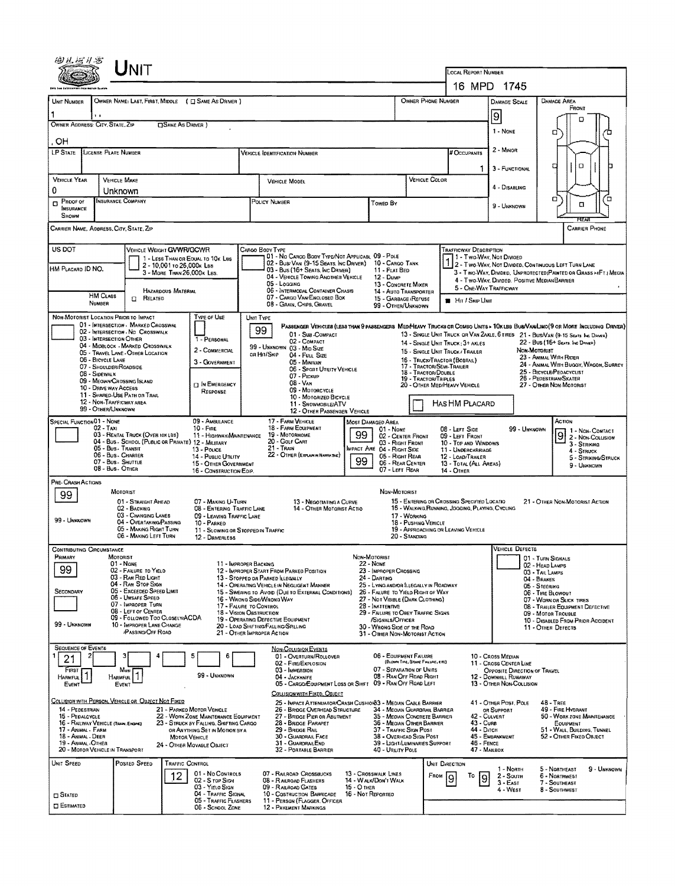# Unit

**Local Report Number:** 16 MPD 1745

| Unit Number | Owner Name: Last, First, Middle (☐ Same as Driver) | Owner Phone Number | Damage Scale | Damage Area |
|---|---|---|---|---|
| 1 | , , | | 9 | Front |

**Owner Address: City, State, Zip** ☐ Same as Driver
, OH

Damage Scale: 1 - None; 2 - Minor; 3 - Functional; 4 - Disabling; 9 - Unknown

| LP State | License Plate Number | Vehicle Identification Number | # Occupants |
|---|---|---|---|
| | | | 1 |

| Vehicle Year | Vehicle Make | Vehicle Model | Vehicle Color |
|---|---|---|---|
| 0 | Unknown | | |

| ☐ Proof of Insurance Shown | Insurance Company | Policy Number | Towed By |
|---|---|---|---|
| | | | |

**Carrier Name, Address, City, State, Zip** | **Carrier Phone**

**US DOT**

**HM Placard ID No.**

**HM Class Number** ☐ Related — Hazardous Material

**Vehicle Weight GVWR/GCWR**
1 - Less Than or Equal to 10k Lbs
2 - 10,001 to 26,000k Lbs
3 - More Than 26,000k Lbs.

**Cargo Body Type**
01 - No Cargo Body Type/Not Applicabl; 02 - Bus/Van (9-15 Seats, Inc Driver); 03 - Bus (16+ Seats, Inc Driver); 04 - Vehicle Towing Another Vehicle; 05 - Logging; 06 - Intermodal Container Chasis; 07 - Cargo Van/Enclosed Box; 08 - Grain, Chips, Gravel; 09 - Pole; 10 - Cargo Tank; 11 - Flat Bed; 12 - Dump; 13 - Concrete Mixer; 14 - Auto Transporter; 15 - Garbage/Refuse; 99 - Other/Unknown

**Trafficway Description:** 1
1 - Two-Way, Not Divided
2 - Two-Way, Not Divided, Continuous Left Turn Lane
3 - Two-Way, Divided, Unprotected (Painted or Grass >4Ft.) Media
4 - Two-Way, Divided, Positive Median Barrier
5 - One-Way Trafficway
■ Hit / Skip Unit

**Non-Motorist Location Prior to Impact**
01 - Intersection - Marked Crosswalk; 02 - Intersection - No Crosswalk; 03 - Intersection Other; 04 - Midblock - Marked Crosswalk; 05 - Travel Lane - Other Location; 06 - Bicycle Lane; 07 - Shoulder/Roadside; 08 - Sidewalk; 09 - Median/Crossing Island; 10 - Drive way Access; 11 - Shared-Use Path or Trail; 12 - Non-Trafficway Area; 99 - Other/Unknown

**Type of Use**
1 - Personal; 2 - Commercial; 3 - Government; ☐ In Emergency Response

**Unit Type:** 99
Passenger Vehicles (less than 9 passengers): 01 - Sub-Compact; 02 - Compact; 99 - Unknown 03 - Mid Size or Hit/Skip; 04 - Full Size; 05 - Minivan; 06 - Sport Utility Vehicle; 07 - Pickup; 08 - Van; 09 - Motorcycle; 10 - Motorized Bicycle; 11 - Snowmobile/ATV; 12 - Other Passenger Vehicle
Med/Heavy Trucks or Combo Units > 10k lbs Bus/Van/Limo (9 or More Including Driver): 13 - Single Unit Truck or Van 2axle, 6 Tires; 14 - Single Unit Truck: 3+ Axles; 15 - Single Unit Truck/Trailer; 16 - Truck/Tractor (Bobtail); 17 - Tractor/Semi-Trailer; 18 - Tractor/Double; 19 - Tractor/Triples; 20 - Other Med/Heavy Vehicle; 21 - Bus/Van (9-15 Seats, Inc Driver); 22 - Bus (16+ Seats, Inc Driver)
Non-Motorist: 23 - Animal With Rider; 24 - Animal With Buggy, Wagon, Surrey; 25 - Bicycle/Pedacyclist; 26 - Pedestrian/Skater; 27 - Other Non-Motorist
☐ Has HM Placard

**Special Function**
01 - None; 02 - Taxi; 03 - Rental Truck (Over 10k lbs); 04 - Bus - School (Public or Private); 05 - Bus - Transit; 06 - Bus - Charter; 07 - Bus - Shuttle; 08 - Bus - Other; 09 - Ambulance; 10 - Fire; 11 - Highway/Maintenance; 12 - Military; 13 - Police; 14 - Public Utility; 15 - Other Government; 16 - Construction Eqip.; 17 - Farm Vehicle; 18 - Farm Equipment; 19 - Motorhome; 20 - Golf Cart; 21 - Train; 22 - Other (Explain in Narrative)

**Most Damaged Area:** 99
01 - None; 02 - Center Front; 03 - Right Front; 04 - Right Side; 05 - Right Rear; 06 - Rear Center; 07 - Left Rear; 08 - Left Side; 09 - Left Front; 10 - Top and Windows; 11 - Undercarriage; 12 - Load/Trailer; 13 - Total (All Areas); 14 - Other; 99 - Unknown

**Impact Are:** 99

**Action:** 9
1 - Non-Contact; 2 - Non-Collision; 3 - Striking; 4 - Struck; 5 - Striking/Struck; 9 - Unknown

**Pre-Crash Actions:** 99
Motorist: 01 - Straight Ahead; 02 - Backing; 03 - Changing Lanes; 04 - Overtaking/Passing; 05 - Making Right Turn; 06 - Making Left Turn; 07 - Making U-Turn; 08 - Entering Traffic Lane; 09 - Leaving Traffic Lane; 10 - Parked; 11 - Slowing or Stopped in Traffic; 12 - Driverless; 13 - Negotiating a Curve; 14 - Other Motorist Actio
99 - Unknown
Non-Motorist: 15 - Entering or Crossing Specified Locatio; 16 - Walking, Running, Jogging, Playing, Cycling; 17 - Working; 18 - Pushing Vehicle; 19 - Approaching or Leaving Vehicle; 20 - Standing; 21 - Other Non-Motorist Action

**Contributing Circumstance**
Primary: 99
Secondary:
99 - Unknown
Motorist: 01 - None; 02 - Failure to Yield; 03 - Ran Red Light; 04 - Ran Stop Sign; 05 - Exceeded Speed Limit; 06 - Unsafe Speed; 07 - Improper Turn; 08 - Left of Center; 09 - Followed Too Closely/ACDA; 10 - Improper Lane Change /Passing/Off Road; 11 - Improper Backing; 12 - Improper Start From Parked Position; 13 - Stopped or Parked Illegally; 14 - Operating Vehicle in Negligent Manner; 15 - Swering to Avoid (Due to External Conditions); 16 - Wrong Side/Wrong Way; 17 - Failure to Control; 18 - Vision Obstruction; 19 - Operating Defective Equipment; 20 - Load Shifting/Falling/Spilling; 21 - Other Improper Action
Non-Motorist: 22 - None; 23 - Improper Crossing; 24 - Darting; 25 - Lying and/or Illegally in Roadway; 26 - Failure to Yield Right of Way; 27 - Not Visible (Dark Clothing); 28 - Inattentive; 29 - Failure to Obey Traffic Signs /Signals/Officer; 30 - Wrong Side of the Road; 31 - Other Non-Motorist Action

**Vehicle Defects**
01 - Turn Signals; 02 - Head Lamps; 03 - Tail Lamps; 04 - Brakes; 05 - Steering; 06 - Tire Blowout; 07 - Worn or Slick Tires; 08 - Trailer Equipment Defective; 09 - Motor Trouble; 10 - Disabled From Prior Accident; 11 - Other Defects

**Sequence of Events**
1: 21; 2: ; 3: ; 4: ; 5: ; 6:
First Harmful Event: 1; Most Harmful Event: 1
99 - Unknown

Non-Collision Events: 01 - Overturn/Rollover; 02 - Fire/Explosion; 03 - Immersion; 04 - Jackknife; 05 - Cargo/Equipment Loss or Shift; 06 - Equipment Failure (Blown Tire, Brake Failure, etc); 07 - Separation of Units; 08 - Ran Off Road Right; 09 - Ran Off Road Left; 10 - Cross Median; 11 - Cross Center Line Opposite Direction of Travel; 12 - Downhill Runaway; 13 - Other Non-Collision

Collision with Person, Vehicle or Object Not Fixed: 14 - Pedestrian; 15 - Pedalcycle; 16 - Railway Vehicle (Train, Engine); 17 - Animal - Farm; 18 - Animal - Deer; 19 - Animal - Other; 20 - Motor Vehicle in Transport; 21 - Parked Motor Vehicle; 22 - Work Zone Maintenance Equipment; 23 - Struck by Falling, Shifting Cargo or Anything Set in Motion by a Motor Vehicle; 24 - Other Movable Object

Collision with Fixed, Object: 25 - Impact Attenuator/Crash Cushion; 26 - Bridge Overhead Structure; 27 - Bridge Pier or Abutment; 28 - Bridge Parapet; 29 - Bridge Rail; 30 - Guardrail Face; 31 - Guardrail End; 32 - Portable Barrier; 33 - Median Cable Barrier; 34 - Median Guardrail Barrier; 35 - Median Concrete Barrier; 36 - Median Other Barrier; 37 - Traffic Sign Post; 38 - Overhead Sign Post; 39 - Light/Luminaries Support; 40 - Utility Pole; 41 - Other Post, Pole or Support; 42 - Culvert; 43 - Curb; 44 - Ditch; 45 - Embankment; 46 - Fence; 47 - Mailbox; 48 - Tree; 49 - Fire Hydrant; 50 - Work Zone Maintenance Equipment; 51 - Wall, Building, Tunnel; 52 - Other Fixed Object

**Unit Speed:** | **Posted Speed:** | ☐ Stated ☐ Estimated

**Traffic Control:** 12
01 - No Controls; 02 - Stop Sign; 03 - Yield Sign; 04 - Traffic Signal; 05 - Traffic Flashers; 06 - School Zone; 07 - Railroad Crossbucks; 08 - Railroad Flashers; 09 - Railroad Gates; 10 - Costruction Barricade; 11 - Person (Flagger, Officer); 12 - Pavement Markings; 13 - Crosswalk Lines; 14 - Walk/Don't Walk; 15 - Other; 16 - Not Reported

**Unit Direction:** From 9 To 9
1 - North; 2 - South; 3 - East; 4 - West; 5 - Northeast; 6 - Northwest; 7 - Southeast; 8 - Southwest; 9 - Unknown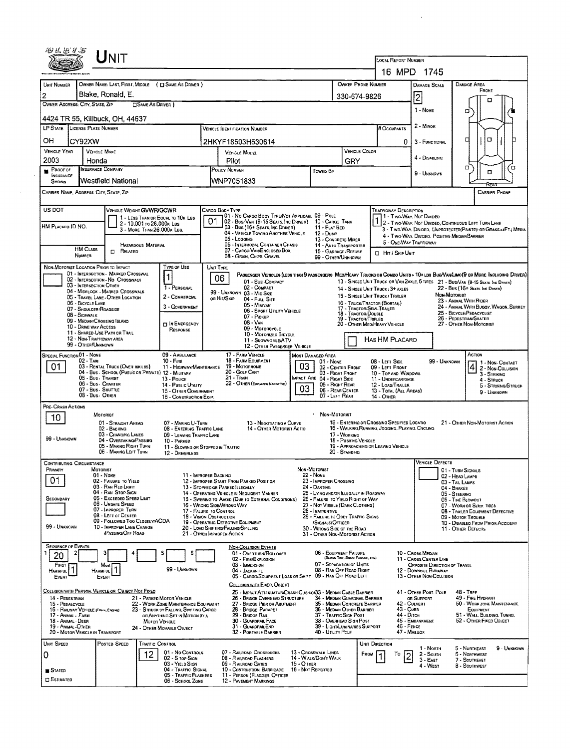# UNIT

**LOCAL REPORT NUMBER:** 16 MPD 1745

| UNIT NUMBER | OWNER NAME: LAST, FIRST, MIDDLE ( ☐ SAME AS DRIVER ) | OWNER PHONE NUMBER | DAMAGE SCALE | DAMAGE AREA |
|---|---|---|---|---|
| 2 | Blake, Ronald, E. | 330-674-9826 | 2 | FRONT |

**OWNER ADDRESS: CITY, STATE, ZIP** ☐ SAME AS DRIVER )
4424 TR 55, Killbuck, OH, 44637

DAMAGE SCALE: 1 - NONE; 2 - MINOR; 3 - FUNCTIONAL; 4 - DISABLING; 9 - UNKNOWN

| LP STATE | LICENSE PLATE NUMBER | VEHICLE IDENTIFICATION NUMBER | # OCCUPANTS |
|---|---|---|---|
| OH | CY92XW | 2HKYF18503H530614 | 0 |

| VEHICLE YEAR | VEHICLE MAKE | VEHICLE MODEL | VEHICLE COLOR |
|---|---|---|---|
| 2003 | Honda | Pilot | GRY |

| ■ PROOF OF INSURANCE SHOWN | INSURANCE COMPANY | POLICY NUMBER | TOWED BY |
|---|---|---|---|
| | Westfield National | WNP7051833 | |

CARRIER NAME, ADDRESS, CITY, STATE, ZIP — CARRIER PHONE

US DOT — HM PLACARD ID NO. — HM CLASS NUMBER

VEHICLE WEIGHT GVWR/GCWR: 1 - LESS THAN OR EQUAL TO 10K LBS; 2 - 10,001 TO 26,000K LBS; 3 - MORE THAN 26,000K LBS. HAZARDOUS MATERIAL ☐ RELATED

CARGO BODY TYPE: **01** — 01 - NO CARGO BODY TYPE/NOT APPLICABLE; 02 - BUS/VAN (9-15 SEATS, INC DRIVER); 03 - BUS (16+ SEATS, INC DRIVER); 04 - VEHICLE TOWING ANOTHER VEHICLE; 05 - LOGGING; 06 - INTERMODAL CONTAINER CHASSIS; 07 - CARGO VAN/ENCLOSED BOX; 08 - GRAIN, CHIPS, GRAVEL; 09 - POLE; 10 - CARGO TANK; 11 - FLAT BED; 12 - DUMP; 13 - CONCRETE MIXER; 14 - AUTO TRANSPORTER; 15 - GARBAGE /REFUSE; 99 - OTHER/UNKNOWN

TRAFFICWAY DESCRIPTION: **1** — 1 - TWO-WAY, NOT DIVIDED; 2 - TWO-WAY, NOT DIVIDED, CONTINUOUS LEFT TURN LANE; 3 - TWO-WAY, DIVIDED, UNPROTECTED(PAINTED OR GRASS >4FT.) MEDIA; 4 - TWO-WAY, DIVIDED, POSITIVE MEDIAN BARRIER; 5 - ONE-WAY TRAFFICWAY; ☐ HIT / SKIP UNIT

NON-MOTORIST LOCATION PRIOR TO IMPACT: 01 - INTERSECTION - MARKED CROSSWAL; 02 - INTERSECTION - NO CROSSWALK; 03 - INTERSECTION OTHER; 04 - MIDBLOCK - MARKED CROSSWALK; 05 - TRAVEL LANE - OTHER LOCATION; 06 - BICYCLE LANE; 07 - SHOULDER/ROADSIDE; 08 - SIDEWALK; 09 - MEDIAN/CROSSING ISLAND; 10 - DRIVE WAY ACCESS; 11 - SHARED-USE PATH OR TRAIL; 12 - NON-TRAFFICWAY AREA; 99 - OTHER/UNKNOWN

TYPE OF USE: **1** — 1 - PERSONAL; 2 - COMMERCIAL; 3 - GOVERNMENT; ☐ IN EMERGENCY RESPONSE

UNIT TYPE: **06** — PASSENGER VEHICLES (LESS THAN 9 PASSENGERS MED/HEAVY TRUCKS OR COMBO UNITS > 10K LBS BUS/VAN/LIMO(9 OR MORE INCLUDING DRIVER): 01 - SUB-COMPACT; 02 - COMPACT; 99 - UNKNOWN 03 - MID SIZE OR HIT/SKIP; 04 - FULL SIZE; 05 - MINIVAN; 06 - SPORT UTILITY VEHICLE; 07 - PICKUP; 08 - VAN; 09 - MOTORCYCLE; 10 - MOTORIZED BICYCLE; 11 - SNOWMOBILE/ATV; 12 - OTHER PASSENGER VEHICLE; 13 - SINGLE UNIT TRUCK OR VAN 2AXLE, 6 TIRES; 14 - SINGLE UNIT TRUCK; 3+ AXLES; 15 - SINGLE UNIT TRUCK / TRAILER; 16 - TRUCK/TRACTOR (BOBTAIL); 17 - TRACTOR/SEMI-TRAILER; 18 - TRACTOR/DOUBLE; 19 - TRACTOR/TRIPLES; 20 - OTHER MED/HEAVY VEHICLE; 21 - BUS/VAN (9-15 SEATS, INC DRIVER); 22 - BUS (16+ SEATS, INC DRIVER); NON-MOTORIST: 23 - ANIMAL WITH RIDER; 24 - ANIMAL WITH BUGGY, WAGON, SURREY; 25 - BICYCLE/PEDACYCLIST; 26 - PEDESTRIAN/SKATER; 27 - OTHER NON-MOTORIST; ☐ HAS HM PLACARD

SPECIAL FUNCTION: **01** — 01 - NONE; 02 - TAXI; 03 - RENTAL TRUCK (OVER 10K LBS); 04 - BUS - SCHOOL (PUBLIC OR PRIVATE); 05 - BUS - TRANSIT; 06 - BUS - CHARTER; 07 - BUS - SHUTTLE; 08 - BUS - OTHER; 09 - AMBULANCE; 10 - FIRE; 11 - HIGHWAY/MAINTENANCE; 12 - MILITARY; 13 - POLICE; 14 - PUBLIC UTILITY; 15 - OTHER GOVERNMENT; 16 - CONSTRUCTION EQIP.; 17 - FARM VEHICLE; 18 - FARM EQUIPMENT; 19 - MOTORHOME; 20 - GOLF CART; 21 - TRAIN; 22 - OTHER (EXPLAIN IN NARRATIVE)

MOST DAMAGED AREA: **03**; IMPACT ARE: **03** — 01 - NONE; 02 - CENTER FRONT; 03 - RIGHT FRONT; 04 - RIGHT SIDE; 05 - RIGHT REAR; 06 - REAR CENTER; 07 - LEFT REAR; 08 - LEFT SIDE; 09 - LEFT FRONT; 10 - TOP AND WINDOWS; 11 - UNDERCARRIAGE; 12 - LOAD/TRAILER; 13 - TOTAL (ALL AREAS); 14 - OTHER; 99 - UNKNOWN

ACTION: **4** — 1 - NON-CONTACT; 2 - NON-COLLISION; 3 - STRIKING; 4 - STRUCK; 5 - STRIKING/STRUCK; 9 - UNKNOWN

PRE-CRASH ACTIONS: **10**
MOTORIST: 01 - STRAIGHT AHEAD; 02 - BACKING; 03 - CHANGING LANES; 04 - OVERTAKING/PASSING; 05 - MAKING RIGHT TURN; 06 - MAKING LEFT TURN; 07 - MAKING U-TURN; 08 - ENTERING TRAFFIC LANE; 09 - LEAVING TRAFFIC LANE; 10 - PARKED; 11 - SLOWING OR STOPPED IN TRAFFIC; 12 - DRIVERLESS; 13 - NEGOTIATING A CURVE; 14 - OTHER MOTORIST ACTIO; 99 - UNKNOWN
NON-MOTORIST: 15 - ENTERING OR CROSSING SPECIFIED LOCATIO; 16 - WALKING, RUNNING, JOGGING, PLAYING, CYCLING; 17 - WORKING; 18 - PUSHING VEHICLE; 19 - APPROACHING OR LEAVING VEHICLE; 20 - STANDING; 21 - OTHER NON-MOTORIST ACTION

CONTRIBUTING CIRCUMSTANCE: PRIMARY **01**; SECONDARY; 99 - UNKNOWN
MOTORIST: 01 - NONE; 02 - FAILURE TO YIELD; 03 - RAN RED LIGHT; 04 - RAN STOP SIGN; 05 - EXCEEDED SPEED LIMIT; 06 - UNSAFE SPEED; 07 - IMPROPER TURN; 08 - LEFT OF CENTER; 09 - FOLLOWED TOO CLOSELY/ACDA; 10 - IMPROPER LANE CHANGE /PASSING/OFF ROAD; 11 - IMPROPER BACKING; 12 - IMPROPER START FROM PARKED POSITION; 13 - STOPPED OR PARKED ILLEGALLY; 14 - OPERATING VEHICLE IN NEGLIGENT MANNER; 15 - SWERING TO AVOID (DUE TO EXTERNAL CONDITIONS); 16 - WRONG SIDE/WRONG WAY; 17 - FAILURE TO CONTROL; 18 - VISION OBSTRUCTION; 19 - OPERATING DEFECTIVE EQUIPMENT; 20 - LOAD SHIFTING/FALLING/SPILLING; 21 - OTHER IMPROPER ACTION
NON-MOTORIST: 22 - NONE; 23 - IMPROPER CROSSING; 24 - DARTING; 25 - LYING AND/OR ILLEGALLY IN ROADWAY; 26 - FAILURE TO YIELD RIGHT OF WAY; 27 - NOT VISIBLE (DARK CLOTHING); 28 - INATTENTIVE; 29 - FAILURE TO OBEY TRAFFIC SIGNS /SIGNALS/OFFICER; 30 - WRONG SIDE OF THE ROAD; 31 - OTHER NON-MOTORIST ACTION

VEHICLE DEFECTS: 01 - TURN SIGNALS; 02 - HEAD LAMPS; 03 - TAIL LAMPS; 04 - BRAKES; 05 - STEERING; 06 - TIRE BLOWOUT; 07 - WORN OR SLICK TIRES; 08 - TRAILER EQUIPMENT DEFECTIVE; 09 - MOTOR TROUBLE; 10 - DISABLED FROM PRIOR ACCIDENT; 11 - OTHER DEFECTS

SEQUENCE OF EVENTS: 1: **20**; 2; 3; 4; 5; 6 — FIRST HARMFUL EVENT: **1**; MOST HARMFUL EVENT: **1**; 99 - UNKNOWN

NON-COLLISION EVENTS: 01 - OVERTURN/ROLLOVER; 02 - FIRE/EXPLOSION; 03 - IMMERSION; 04 - JACKKNIFE; 05 - CARGO/EQUIPMENT LOSS OR SHIFT; 06 - EQUIPMENT FAILURE (BLOWN TIRE, BRAKE FAILURE, ETC); 07 - SEPARATION OF UNITS; 08 - RAN OFF ROAD RIGHT; 09 - RAN OFF ROAD LEFT; 10 - CROSS MEDIAN; 11 - CROSS CENTER LINE OPPOSITE DIRECTION OF TRAVEL; 12 - DOWNHILL RUNAWAY; 13 - OTHER NON-COLLISION

COLLISION WITH PERSON, VEHICLE OR OBJECT NOT FIXED: 14 - PEDESTRIAN; 15 - PEDALCYCLE; 16 - RAILWAY VEHICLE (TRAIN, ENGINE); 17 - ANIMAL - FARM; 18 - ANIMAL - DEER; 19 - ANIMAL - OTHER; 20 - MOTOR VEHICLE IN TRANSPORT; 21 - PARKED MOTOR VEHICLE; 22 - WORK ZONE MAINTENANCE EQUIPMENT; 23 - STRUCK BY FALLING, SHIFTING CARGO OR ANYTHING SET IN MOTION BY A MOTOR VEHICLE; 24 - OTHER MOVABLE OBJECT

COLLISION WITH FIXED, OBJECT: 25 - IMPACT ATTENUATOR/CRASH CUSHION; 26 - BRIDGE OVERHEAD STRUCTURE; 27 - BRIDGE PIER OR ABUTMENT; 28 - BRIDGE PARAPET; 29 - BRIDGE RAIL; 30 - GUARDRAIL FACE; 31 - GUARDRAIL END; 32 - PORTABLE BARRIER; 33 - MEDIAN CABLE BARRIER; 34 - MEDIAN GUARDRAIL BARRIER; 35 - MEDIAN CONCRETE BARRIER; 36 - MEDIAN OTHER BARRIER; 37 - TRAFFIC SIGN POST; 38 - OVERHEAD SIGN POST; 39 - LIGHT/LUMINARIES SUPPORT; 40 - UTILITY POLE; 41 - OTHER POST, POLE OR SUPPORT; 42 - CULVERT; 43 - CURB; 44 - DITCH; 45 - EMBANKMENT; 46 - FENCE; 47 - MAILBOX; 48 - TREE; 49 - FIRE HYDRANT; 50 - WORK ZONE MAINTENANCE EQUIPMENT; 51 - WALL, BUILDING, TUNNEL; 52 - OTHER FIXED OBJECT

| UNIT SPEED | POSTED SPEED | TRAFFIC CONTROL | UNIT DIRECTION |
|---|---|---|---|
| 0 | | 12 | FROM 1 TO 2 |

■ STATED ☐ ESTIMATED

TRAFFIC CONTROL: 01 - NO CONTROLS; 02 - STOP SIGN; 03 - YIELD SIGN; 04 - TRAFFIC SIGNAL; 05 - TRAFFIC FLASHERS; 06 - SCHOOL ZONE; 07 - RAILROAD CROSSBUCKS; 08 - RAILROAD FLASHERS; 09 - RAILROAD GATES; 10 - CONSTRUCTION BARRICADE; 11 - PERSON (FLAGGER, OFFICER; 12 - PAVEMENT MARKINGS; 13 - CROSSWALK LINES; 14 - WALK/DON'T WALK; 15 - OTHER; 16 - NOT REPORTED

UNIT DIRECTION: 1 - NORTH; 2 - SOUTH; 3 - EAST; 4 - WEST; 5 - NORTHEAST; 6 - NORTHWEST; 7 - SOUTHEAST; 8 - SOUTHWEST; 9 - UNKNOWN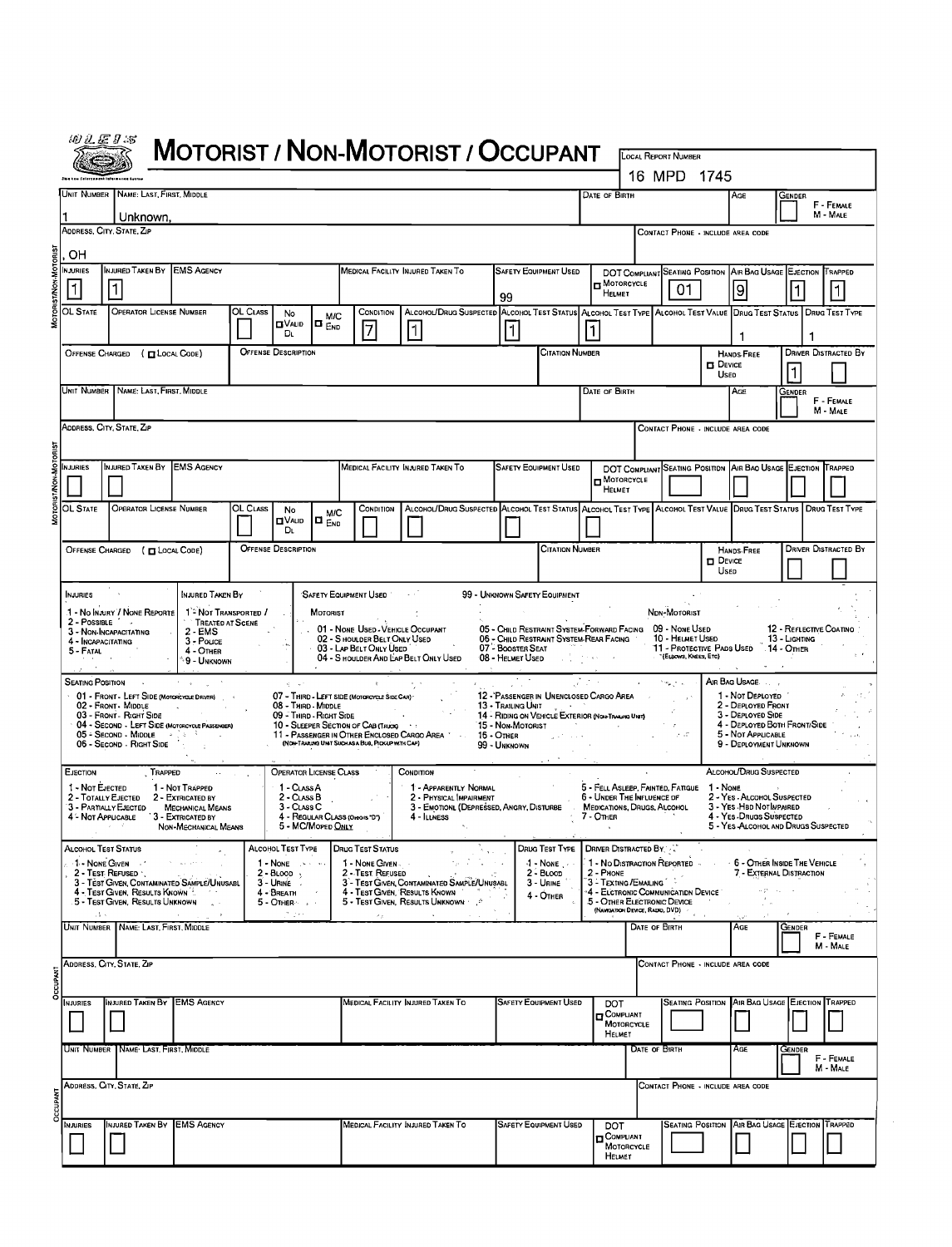# MOTORIST / NON-MOTORIST / OCCUPANT

OLEIS — Ohio Law Enforcement Information System

LOCAL REPORT NUMBER: 16 MPD 1745

## MOTORIST/NON-MOTORIST

| UNIT NUMBER | NAME: LAST, FIRST, MIDDLE | DATE OF BIRTH | AGE | GENDER (F - FEMALE, M - MALE) |
|---|---|---|---|---|
| 1 | Unknown, | | | |

| ADDRESS, CITY, STATE, ZIP | CONTACT PHONE - INCLUDE AREA CODE |
|---|---|
| , OH | |

| INJURIES | INJURED TAKEN BY | EMS AGENCY | MEDICAL FACILITY INJURED TAKEN TO | SAFETY EQUIPMENT USED | DOT COMPLIANT MOTORCYCLE HELMET | SEATING POSITION | AIR BAG USAGE | EJECTION | TRAPPED |
|---|---|---|---|---|---|---|---|---|---|
| 1 | 1 | | | 99 | | 01 | 9 | 1 | 1 |

| OL STATE | OPERATOR LICENSE NUMBER | OL CLASS | NO VALID DL | M/C END | CONDITION | ALCOHOL/DRUG SUSPECTED | ALCOHOL TEST STATUS | ALCOHOL TEST TYPE | ALCOHOL TEST VALUE | DRUG TEST STATUS | DRUG TEST TYPE |
|---|---|---|---|---|---|---|---|---|---|---|---|
| | | | | | 7 | 1 | 1 | 1 | | 1 | 1 |

| OFFENSE CHARGED ( LOCAL CODE) | OFFENSE DESCRIPTION | CITATION NUMBER | HANDS-FREE DEVICE USED | DRIVER DISTRACTED BY |
|---|---|---|---|---|
| | | | | 1 |

## MOTORIST/NON-MOTORIST

| UNIT NUMBER | NAME: LAST, FIRST, MIDDLE | DATE OF BIRTH | AGE | GENDER (F - FEMALE, M - MALE) |
|---|---|---|---|---|
| | | | | |

| ADDRESS, CITY, STATE, ZIP | CONTACT PHONE - INCLUDE AREA CODE |
|---|---|
| | |

| INJURIES | INJURED TAKEN BY | EMS AGENCY | MEDICAL FACILITY INJURED TAKEN TO | SAFETY EQUIPMENT USED | DOT COMPLIANT MOTORCYCLE HELMET | SEATING POSITION | AIR BAG USAGE | EJECTION | TRAPPED |
|---|---|---|---|---|---|---|---|---|---|
| | | | | | | | | | |

| OL STATE | OPERATOR LICENSE NUMBER | OL CLASS | NO VALID DL | M/C END | CONDITION | ALCOHOL/DRUG SUSPECTED | ALCOHOL TEST STATUS | ALCOHOL TEST TYPE | ALCOHOL TEST VALUE | DRUG TEST STATUS | DRUG TEST TYPE |
|---|---|---|---|---|---|---|---|---|---|---|---|
| | | | | | | | | | | | |

| OFFENSE CHARGED ( LOCAL CODE) | OFFENSE DESCRIPTION | CITATION NUMBER | HANDS-FREE DEVICE USED | DRIVER DISTRACTED BY |
|---|---|---|---|---|
| | | | | |

## Codes

**INJURIES**
1 - No Injury / None Reported
2 - Possible
3 - Non-Incapacitating
4 - Incapacitating
5 - Fatal

**INJURED TAKEN BY**
1 - Not Transported / Treated at Scene
2 - EMS
3 - Police
4 - Other
9 - Unknown

**SAFETY EQUIPMENT USED**

Motorist:
01 - None Used - Vehicle Occupant
02 - Shoulder Belt Only Used
03 - Lap Belt Only Used
04 - Shoulder and Lap Belt Only Used
05 - Child Restraint System-Forward Facing
06 - Child Restraint System-Rear Facing
07 - Booster Seat
08 - Helmet Used

99 - Unknown Safety Equipment

Non-Motorist:
09 - None Used
10 - Helmet Used
11 - Protective Pads Used (Elbows, Knees, Etc)
12 - Reflective Coating
13 - Lighting
14 - Other

**SEATING POSITION**
01 - Front - Left Side (Motorcycle Driver)
02 - Front - Middle
03 - Front - Right Side
04 - Second - Left Side (Motorcycle Passenger)
05 - Second - Middle
06 - Second - Right Side
07 - Third - Left Side (Motorcycle Side Car)
08 - Third - Middle
09 - Third - Right Side
10 - Sleeper Section of Cab (Truck)
11 - Passenger in Other Enclosed Cargo Area (Non-Trailing Unit Such as a Bus, Pickup with Cap)
12 - Passenger in Unenclosed Cargo Area
13 - Trailing Unit
14 - Riding on Vehicle Exterior (Non-Trailing Unit)
15 - Non-Motorist
16 - Other
99 - Unknown

**AIR BAG USAGE**
1 - Not Deployed
2 - Deployed Front
3 - Deployed Side
4 - Deployed Both Front/Side
5 - Not Applicable
9 - Deployment Unknown

**EJECTION**
1 - Not Ejected
2 - Totally Ejected
3 - Partially Ejected
4 - Not Applicable

**TRAPPED**
1 - Not Trapped
2 - Extricated by Mechanical Means
3 - Extricated by Non-Mechanical Means

**OPERATOR LICENSE CLASS**
1 - Class A
2 - Class B
3 - Class C
4 - Regular Class (Ohio's "D")
5 - M/Moped Only

**CONDITION**
1 - Apparently Normal
2 - Physical Impairment
3 - Emotional (Depressed, Angry, Disturbed)
4 - Illness
5 - Fell Asleep, Fainted, Fatigue
6 - Under the Influence of Medications, Drugs, Alcohol
7 - Other

**ALCOHOL/DRUG SUSPECTED**
1 - None
2 - Yes - Alcohol Suspected
3 - Yes - HBD Not Impaired
4 - Yes - Drugs Suspected
5 - Yes - Alcohol and Drugs Suspected

**ALCOHOL TEST STATUS**
1 - None Given
2 - Test Refused
3 - Test Given, Contaminated Sample/Unusable
4 - Test Given, Results Known
5 - Test Given, Results Unknown

**ALCOHOL TEST TYPE**
1 - None
2 - Blood
3 - Urine
4 - Breath
5 - Other

**DRUG TEST STATUS**
1 - None Given
2 - Test Refused
3 - Test Given, Contaminated Sample/Unusable
4 - Test Given, Results Known
5 - Test Given, Results Unknown

**DRUG TEST TYPE**
1 - None
2 - Blood
3 - Urine
4 - Other

**DRIVER DISTRACTED BY**
1 - No Distraction Reported
2 - Phone
3 - Texting/Emailing
4 - Electronic Communication Device
5 - Other Electronic Device (Navigation Device, Radio, DVD)
6 - Other Inside the Vehicle
7 - External Distraction

## OCCUPANT

| UNIT NUMBER | NAME: LAST, FIRST, MIDDLE | DATE OF BIRTH | AGE | GENDER (F - FEMALE, M - MALE) |
|---|---|---|---|---|
| | | | | |

| ADDRESS, CITY, STATE, ZIP | CONTACT PHONE - INCLUDE AREA CODE |
|---|---|
| | |

| INJURIES | INJURED TAKEN BY | EMS AGENCY | MEDICAL FACILITY INJURED TAKEN TO | SAFETY EQUIPMENT USED | DOT COMPLIANT MOTORCYCLE HELMET | SEATING POSITION | AIR BAG USAGE | EJECTION | TRAPPED |
|---|---|---|---|---|---|---|---|---|---|
| | | | | | | | | | |

## OCCUPANT

| UNIT NUMBER | NAME: LAST, FIRST, MIDDLE | DATE OF BIRTH | AGE | GENDER (F - FEMALE, M - MALE) |
|---|---|---|---|---|
| | | | | |

| ADDRESS, CITY, STATE, ZIP | CONTACT PHONE - INCLUDE AREA CODE |
|---|---|
| | |

| INJURIES | INJURED TAKEN BY | EMS AGENCY | MEDICAL FACILITY INJURED TAKEN TO | SAFETY EQUIPMENT USED | DOT COMPLIANT MOTORCYCLE HELMET | SEATING POSITION | AIR BAG USAGE | EJECTION | TRAPPED |
|---|---|---|---|---|---|---|---|---|---|
| | | | | | | | | | |